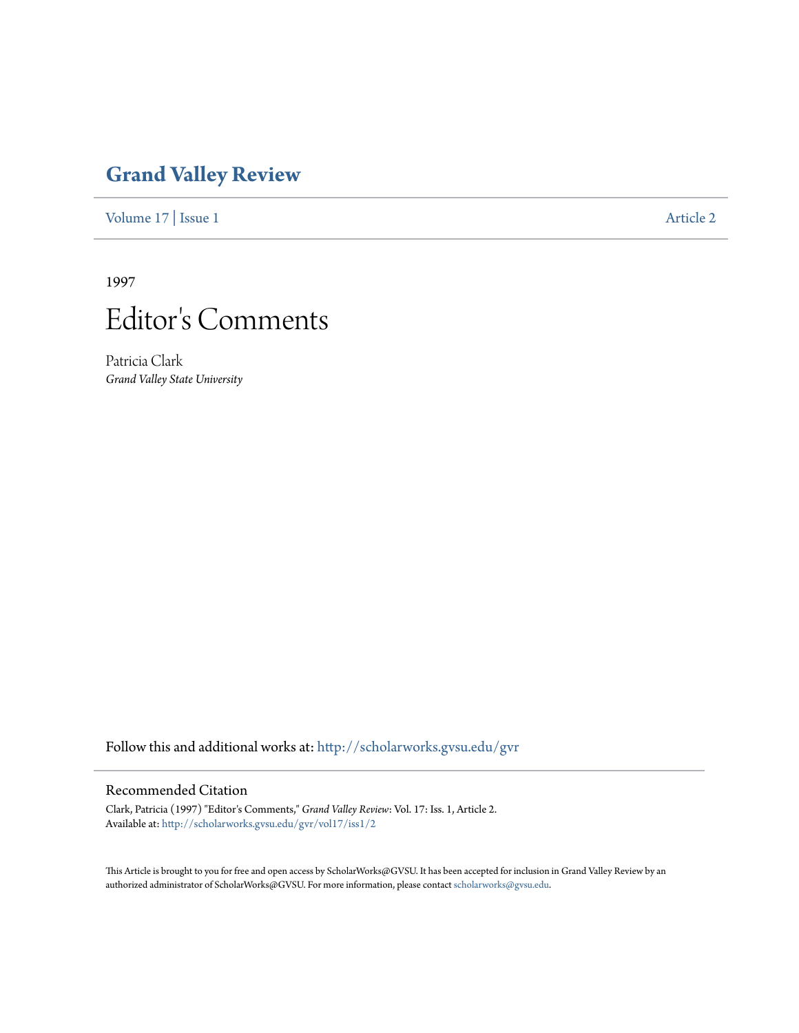# Grand Valley Review

Volume 17 | Issue 1 Article 2

1997

# Editor's Comments

Patricia Clark
*Grand Valley State University*

Follow this and additional works at: http://scholarworks.gvsu.edu/gvr

## Recommended Citation

Clark, Patricia (1997) "Editor's Comments," *Grand Valley Review*: Vol. 17: Iss. 1, Article 2.
Available at: http://scholarworks.gvsu.edu/gvr/vol17/iss1/2

This Article is brought to you for free and open access by ScholarWorks@GVSU. It has been accepted for inclusion in Grand Valley Review by an authorized administrator of ScholarWorks@GVSU. For more information, please contact scholarworks@gvsu.edu.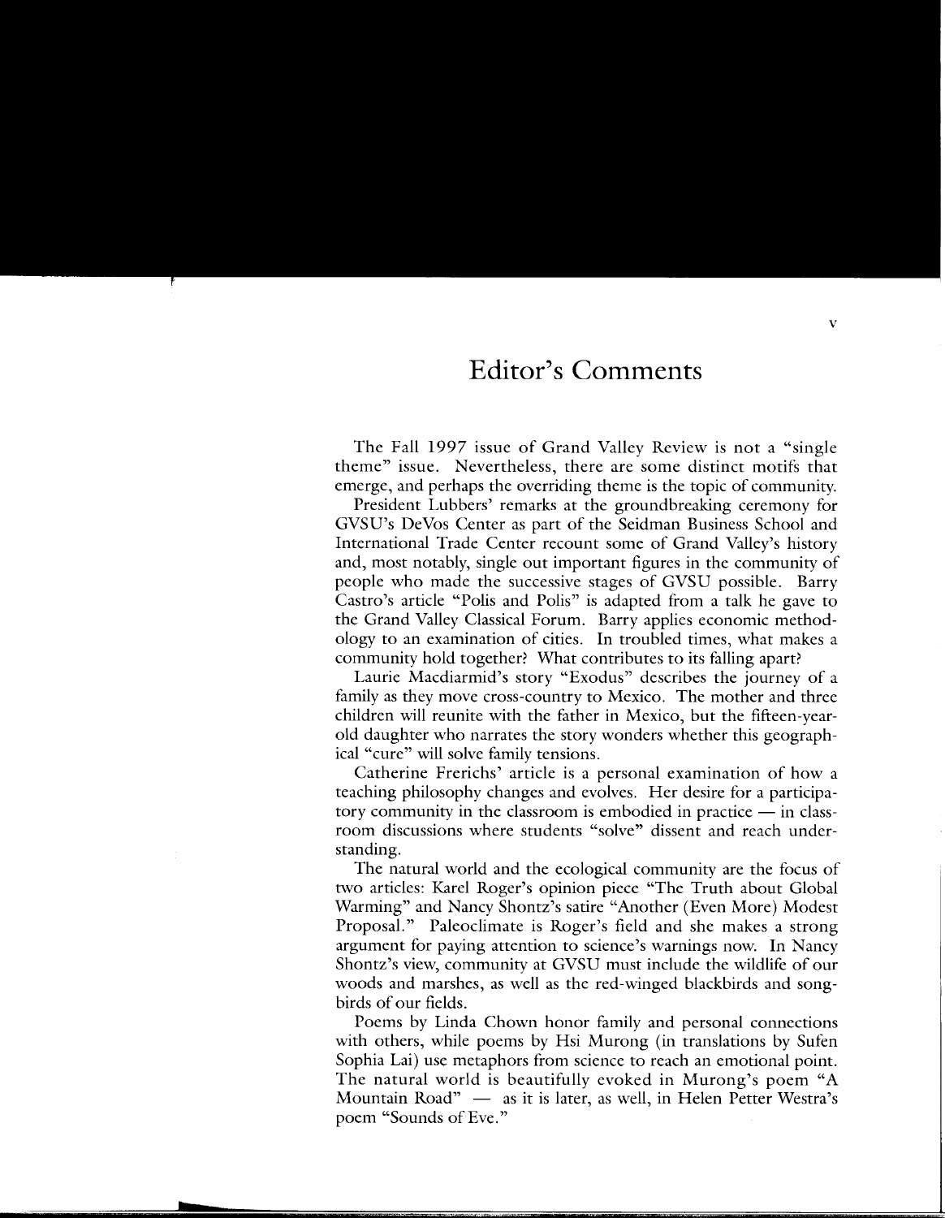# Editor's Comments

The Fall 1997 issue of Grand Valley Review is not a "single theme" issue. Nevertheless, there are some distinct motifs that emerge, and perhaps the overriding theme is the topic of community.

President Lubbers' remarks at the groundbreaking ceremony for GVSU's DeVos Center as part of the Seidman Business School and International Trade Center recount some of Grand Valley's history and, most notably, single out important figures in the community of people who made the successive stages of GVSU possible. Barry Castro's article "Polis and Polis" is adapted from a talk he gave to the Grand Valley Classical Forum. Barry applies economic methodology to an examination of cities. In troubled times, what makes a community hold together? What contributes to its falling apart?

Laurie Macdiarmid's story "Exodus" describes the journey of a family as they move cross-country to Mexico. The mother and three children will reunite with the father in Mexico, but the fifteen-year-old daughter who narrates the story wonders whether this geographical "cure" will solve family tensions.

Catherine Frerichs' article is a personal examination of how a teaching philosophy changes and evolves. Her desire for a participatory community in the classroom is embodied in practice — in classroom discussions where students "solve" dissent and reach understanding.

The natural world and the ecological community are the focus of two articles: Karel Roger's opinion piece "The Truth about Global Warming" and Nancy Shontz's satire "Another (Even More) Modest Proposal." Paleoclimate is Roger's field and she makes a strong argument for paying attention to science's warnings now. In Nancy Shontz's view, community at GVSU must include the wildlife of our woods and marshes, as well as the red-winged blackbirds and songbirds of our fields.

Poems by Linda Chown honor family and personal connections with others, while poems by Hsi Murong (in translations by Sufen Sophia Lai) use metaphors from science to reach an emotional point. The natural world is beautifully evoked in Murong's poem "A Mountain Road" — as it is later, as well, in Helen Petter Westra's poem "Sounds of Eve."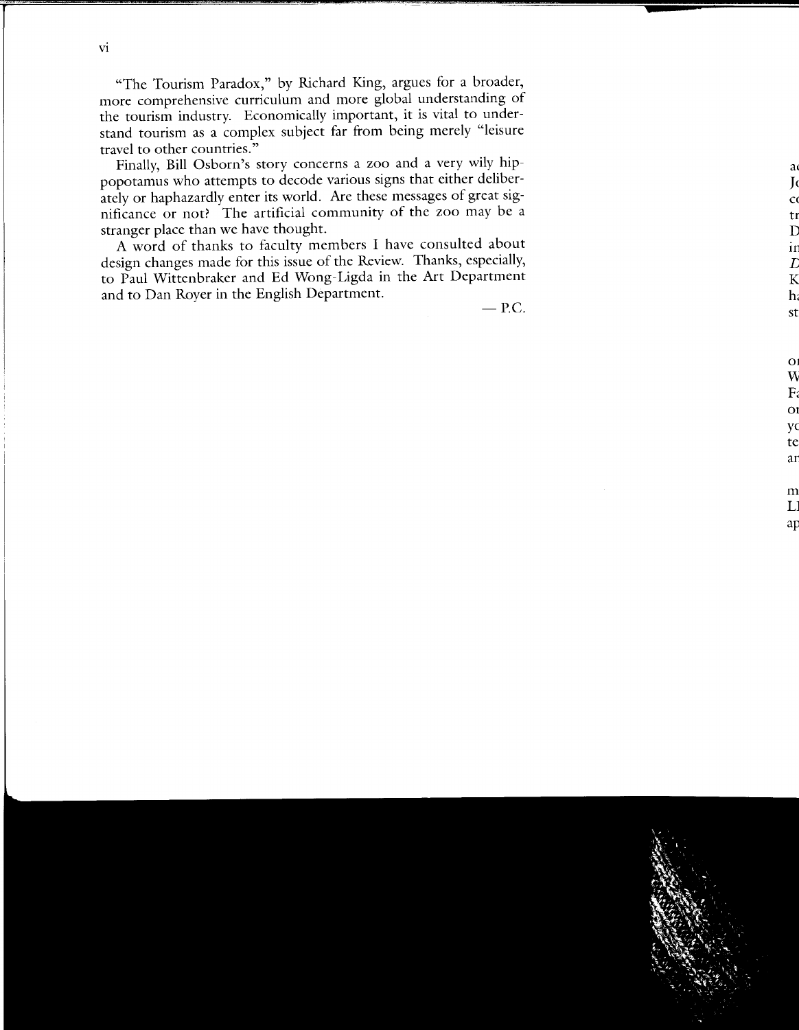"The Tourism Paradox," by Richard King, argues for a broader, more comprehensive curriculum and more global understanding of the tourism industry. Economically important, it is vital to understand tourism as a complex subject far from being merely "leisure travel to other countries."

Finally, Bill Osborn's story concerns a zoo and a very wily hippopotamus who attempts to decode various signs that either deliberately or haphazardly enter its world. Are these messages of great significance or not? The artificial community of the zoo may be a stranger place than we have thought.

A word of thanks to faculty members I have consulted about design changes made for this issue of the Review. Thanks, especially, to Paul Wittenbraker and Ed Wong-Ligda in the Art Department and to Dan Royer in the English Department.

— P.C.